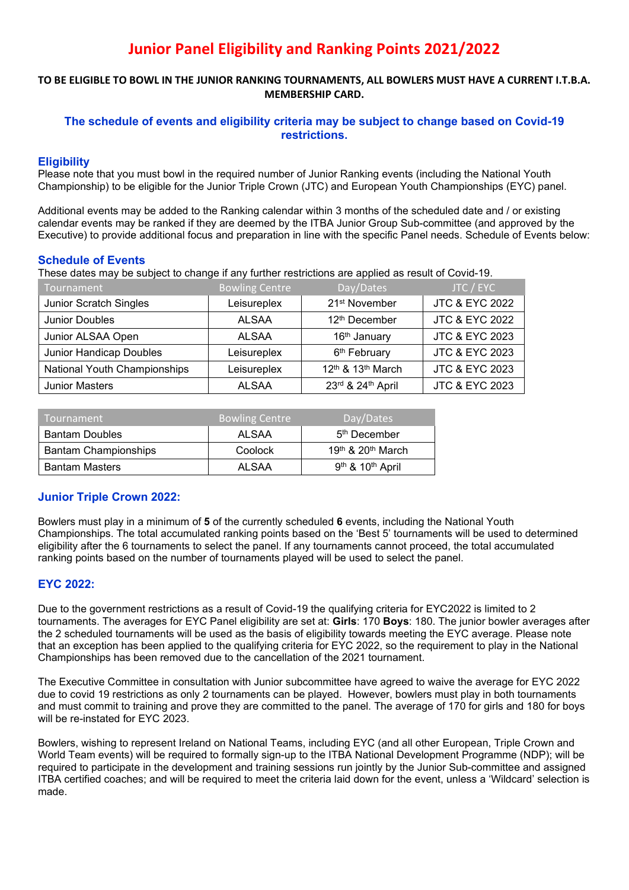# Junior Panel Eligibility and Ranking Points 2021/2022

**TO BE ELIGIBLE TO BOWL IN THE JUNIOR RANKING TOURNAMENTS, ALL BOWLERS MUST HAVE A CURRENT I.T.B.A. MEMBERSHIP CARD.**

**The schedule of events and eligibility criteria may be subject to change based on Covid-19 restrictions.**

## Eligibility

Please note that you must bowl in the required number of Junior Ranking events (including the National Youth Championship) to be eligible for the Junior Triple Crown (JTC) and European Youth Championships (EYC) panel.

Additional events may be added to the Ranking calendar within 3 months of the scheduled date and / or existing calendar events may be ranked if they are deemed by the ITBA Junior Group Sub-committee (and approved by the Executive) to provide additional focus and preparation in line with the specific Panel needs. Schedule of Events below:

## Schedule of Events

These dates may be subject to change if any further restrictions are applied as result of Covid-19.

| Tournament | Bowling Centre | Day/Dates | JTC / EYC |
|---|---|---|---|
| Junior Scratch Singles | Leisureplex | 21st November | JTC & EYC 2022 |
| Junior Doubles | ALSAA | 12th December | JTC & EYC 2022 |
| Junior ALSAA Open | ALSAA | 16th January | JTC & EYC 2023 |
| Junior Handicap Doubles | Leisureplex | 6th February | JTC & EYC 2023 |
| National Youth Championships | Leisureplex | 12th & 13th March | JTC & EYC 2023 |
| Junior Masters | ALSAA | 23rd & 24th April | JTC & EYC 2023 |

| Tournament | Bowling Centre | Day/Dates |
|---|---|---|
| Bantam Doubles | ALSAA | 5th December |
| Bantam Championships | Coolock | 19th & 20th March |
| Bantam Masters | ALSAA | 9th & 10th April |

## Junior Triple Crown 2022:

Bowlers must play in a minimum of **5** of the currently scheduled **6** events, including the National Youth Championships. The total accumulated ranking points based on the 'Best 5' tournaments will be used to determined eligibility after the 6 tournaments to select the panel. If any tournaments cannot proceed, the total accumulated ranking points based on the number of tournaments played will be used to select the panel.

## EYC 2022:

Due to the government restrictions as a result of Covid-19 the qualifying criteria for EYC2022 is limited to 2 tournaments. The averages for EYC Panel eligibility are set at: **Girls**: 170 **Boys**: 180. The junior bowler averages after the 2 scheduled tournaments will be used as the basis of eligibility towards meeting the EYC average. Please note that an exception has been applied to the qualifying criteria for EYC 2022, so the requirement to play in the National Championships has been removed due to the cancellation of the 2021 tournament.

The Executive Committee in consultation with Junior subcommittee have agreed to waive the average for EYC 2022 due to covid 19 restrictions as only 2 tournaments can be played. However, bowlers must play in both tournaments and must commit to training and prove they are committed to the panel. The average of 170 for girls and 180 for boys will be re-instated for EYC 2023.

Bowlers, wishing to represent Ireland on National Teams, including EYC (and all other European, Triple Crown and World Team events) will be required to formally sign-up to the ITBA National Development Programme (NDP); will be required to participate in the development and training sessions run jointly by the Junior Sub-committee and assigned ITBA certified coaches; and will be required to meet the criteria laid down for the event, unless a 'Wildcard' selection is made.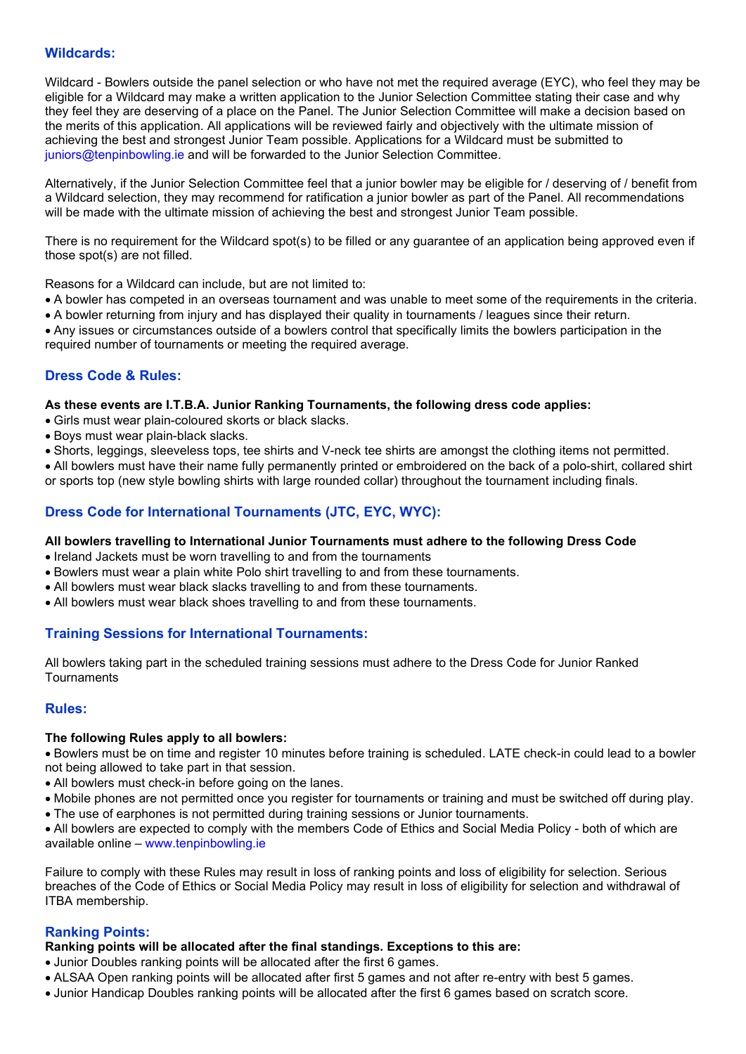## Wildcards:

Wildcard - Bowlers outside the panel selection or who have not met the required average (EYC), who feel they may be eligible for a Wildcard may make a written application to the Junior Selection Committee stating their case and why they feel they are deserving of a place on the Panel. The Junior Selection Committee will make a decision based on the merits of this application. All applications will be reviewed fairly and objectively with the ultimate mission of achieving the best and strongest Junior Team possible. Applications for a Wildcard must be submitted to juniors@tenpinbowling.ie and will be forwarded to the Junior Selection Committee.

Alternatively, if the Junior Selection Committee feel that a junior bowler may be eligible for / deserving of / benefit from a Wildcard selection, they may recommend for ratification a junior bowler as part of the Panel. All recommendations will be made with the ultimate mission of achieving the best and strongest Junior Team possible.

There is no requirement for the Wildcard spot(s) to be filled or any guarantee of an application being approved even if those spot(s) are not filled.

Reasons for a Wildcard can include, but are not limited to:

- A bowler has competed in an overseas tournament and was unable to meet some of the requirements in the criteria.
- A bowler returning from injury and has displayed their quality in tournaments / leagues since their return.
- Any issues or circumstances outside of a bowlers control that specifically limits the bowlers participation in the required number of tournaments or meeting the required average.

## Dress Code & Rules:

**As these events are I.T.B.A. Junior Ranking Tournaments, the following dress code applies:**

- Girls must wear plain-coloured skorts or black slacks.
- Boys must wear plain-black slacks.
- Shorts, leggings, sleeveless tops, tee shirts and V-neck tee shirts are amongst the clothing items not permitted.
- All bowlers must have their name fully permanently printed or embroidered on the back of a polo-shirt, collared shirt or sports top (new style bowling shirts with large rounded collar) throughout the tournament including finals.

## Dress Code for International Tournaments (JTC, EYC, WYC):

**All bowlers travelling to International Junior Tournaments must adhere to the following Dress Code**

- Ireland Jackets must be worn travelling to and from the tournaments
- Bowlers must wear a plain white Polo shirt travelling to and from these tournaments.
- All bowlers must wear black slacks travelling to and from these tournaments.
- All bowlers must wear black shoes travelling to and from these tournaments.

## Training Sessions for International Tournaments:

All bowlers taking part in the scheduled training sessions must adhere to the Dress Code for Junior Ranked Tournaments

## Rules:

**The following Rules apply to all bowlers:**

- Bowlers must be on time and register 10 minutes before training is scheduled. LATE check-in could lead to a bowler not being allowed to take part in that session.
- All bowlers must check-in before going on the lanes.
- Mobile phones are not permitted once you register for tournaments or training and must be switched off during play.
- The use of earphones is not permitted during training sessions or Junior tournaments.
- All bowlers are expected to comply with the members Code of Ethics and Social Media Policy - both of which are available online – www.tenpinbowling.ie

Failure to comply with these Rules may result in loss of ranking points and loss of eligibility for selection. Serious breaches of the Code of Ethics or Social Media Policy may result in loss of eligibility for selection and withdrawal of ITBA membership.

## Ranking Points:

**Ranking points will be allocated after the final standings. Exceptions to this are:**

- Junior Doubles ranking points will be allocated after the first 6 games.
- ALSAA Open ranking points will be allocated after first 5 games and not after re-entry with best 5 games.
- Junior Handicap Doubles ranking points will be allocated after the first 6 games based on scratch score.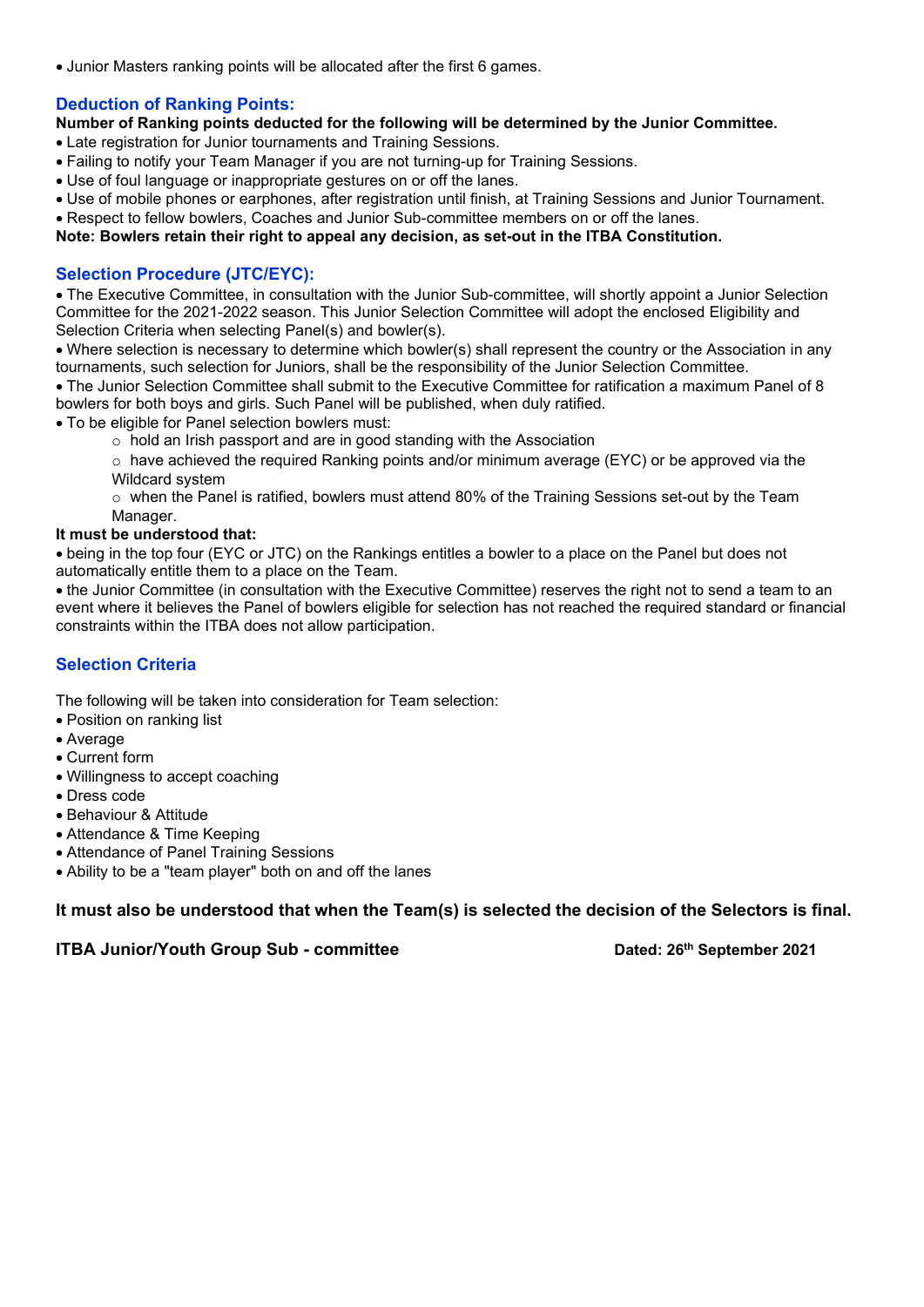- Junior Masters ranking points will be allocated after the first 6 games.

## Deduction of Ranking Points:

**Number of Ranking points deducted for the following will be determined by the Junior Committee.**

- Late registration for Junior tournaments and Training Sessions.
- Failing to notify your Team Manager if you are not turning-up for Training Sessions.
- Use of foul language or inappropriate gestures on or off the lanes.
- Use of mobile phones or earphones, after registration until finish, at Training Sessions and Junior Tournament.
- Respect to fellow bowlers, Coaches and Junior Sub-committee members on or off the lanes.

**Note: Bowlers retain their right to appeal any decision, as set-out in the ITBA Constitution.**

## Selection Procedure (JTC/EYC):

- The Executive Committee, in consultation with the Junior Sub-committee, will shortly appoint a Junior Selection Committee for the 2021-2022 season. This Junior Selection Committee will adopt the enclosed Eligibility and Selection Criteria when selecting Panel(s) and bowler(s).
- Where selection is necessary to determine which bowler(s) shall represent the country or the Association in any tournaments, such selection for Juniors, shall be the responsibility of the Junior Selection Committee.
- The Junior Selection Committee shall submit to the Executive Committee for ratification a maximum Panel of 8 bowlers for both boys and girls. Such Panel will be published, when duly ratified.
- To be eligible for Panel selection bowlers must:
  - hold an Irish passport and are in good standing with the Association
  - have achieved the required Ranking points and/or minimum average (EYC) or be approved via the Wildcard system
  - when the Panel is ratified, bowlers must attend 80% of the Training Sessions set-out by the Team Manager.

**It must be understood that:**

- being in the top four (EYC or JTC) on the Rankings entitles a bowler to a place on the Panel but does not automatically entitle them to a place on the Team.
- the Junior Committee (in consultation with the Executive Committee) reserves the right not to send a team to an event where it believes the Panel of bowlers eligible for selection has not reached the required standard or financial constraints within the ITBA does not allow participation.

## Selection Criteria

The following will be taken into consideration for Team selection:

- Position on ranking list
- Average
- Current form
- Willingness to accept coaching
- Dress code
- Behaviour & Attitude
- Attendance & Time Keeping
- Attendance of Panel Training Sessions
- Ability to be a "team player" both on and off the lanes

**It must also be understood that when the Team(s) is selected the decision of the Selectors is final.**

**ITBA Junior/Youth Group Sub - committee** **Dated: 26th September 2021**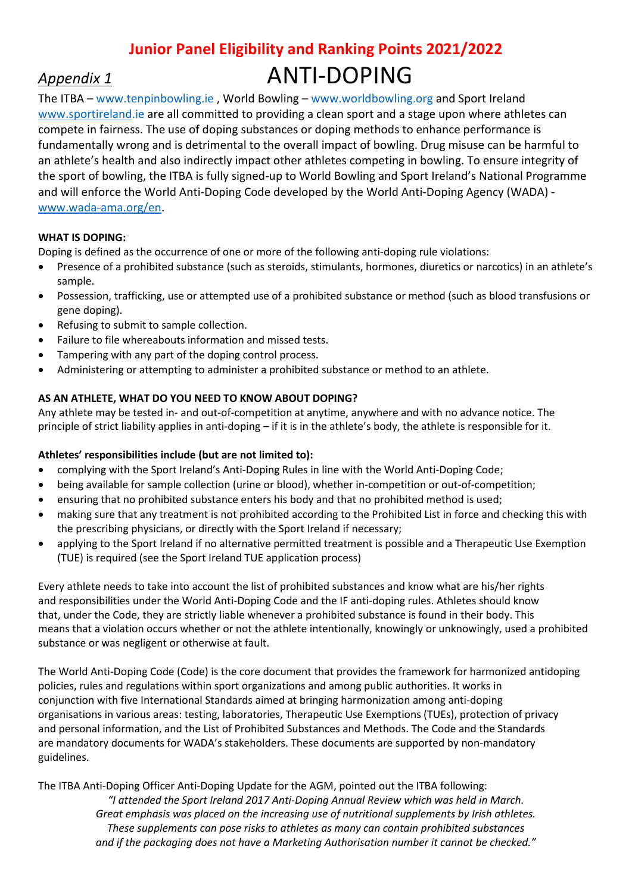# Junior Panel Eligibility and Ranking Points 2021/2022

*Appendix 1*

## ANTI-DOPING

The ITBA – www.tenpinbowling.ie , World Bowling – www.worldbowling.org and Sport Ireland www.sportireland.ie are all committed to providing a clean sport and a stage upon where athletes can compete in fairness. The use of doping substances or doping methods to enhance performance is fundamentally wrong and is detrimental to the overall impact of bowling. Drug misuse can be harmful to an athlete's health and also indirectly impact other athletes competing in bowling. To ensure integrity of the sport of bowling, the ITBA is fully signed-up to World Bowling and Sport Ireland's National Programme and will enforce the World Anti-Doping Code developed by the World Anti-Doping Agency (WADA) - www.wada-ama.org/en.

**WHAT IS DOPING:**

Doping is defined as the occurrence of one or more of the following anti-doping rule violations:

- Presence of a prohibited substance (such as steroids, stimulants, hormones, diuretics or narcotics) in an athlete's sample.
- Possession, trafficking, use or attempted use of a prohibited substance or method (such as blood transfusions or gene doping).
- Refusing to submit to sample collection.
- Failure to file whereabouts information and missed tests.
- Tampering with any part of the doping control process.
- Administering or attempting to administer a prohibited substance or method to an athlete.

**AS AN ATHLETE, WHAT DO YOU NEED TO KNOW ABOUT DOPING?**

Any athlete may be tested in- and out-of-competition at anytime, anywhere and with no advance notice. The principle of strict liability applies in anti-doping – if it is in the athlete's body, the athlete is responsible for it.

**Athletes' responsibilities include (but are not limited to):**

- complying with the Sport Ireland's Anti-Doping Rules in line with the World Anti-Doping Code;
- being available for sample collection (urine or blood), whether in-competition or out-of-competition;
- ensuring that no prohibited substance enters his body and that no prohibited method is used;
- making sure that any treatment is not prohibited according to the Prohibited List in force and checking this with the prescribing physicians, or directly with the Sport Ireland if necessary;
- applying to the Sport Ireland if no alternative permitted treatment is possible and a Therapeutic Use Exemption (TUE) is required (see the Sport Ireland TUE application process)

Every athlete needs to take into account the list of prohibited substances and know what are his/her rights and responsibilities under the World Anti-Doping Code and the IF anti-doping rules. Athletes should know that, under the Code, they are strictly liable whenever a prohibited substance is found in their body. This means that a violation occurs whether or not the athlete intentionally, knowingly or unknowingly, used a prohibited substance or was negligent or otherwise at fault.

The World Anti-Doping Code (Code) is the core document that provides the framework for harmonized antidoping policies, rules and regulations within sport organizations and among public authorities. It works in conjunction with five International Standards aimed at bringing harmonization among anti-doping organisations in various areas: testing, laboratories, Therapeutic Use Exemptions (TUEs), protection of privacy and personal information, and the List of Prohibited Substances and Methods. The Code and the Standards are mandatory documents for WADA's stakeholders. These documents are supported by non-mandatory guidelines.

The ITBA Anti-Doping Officer Anti-Doping Update for the AGM, pointed out the ITBA following:

> *"I attended the Sport Ireland 2017 Anti-Doping Annual Review which was held in March. Great emphasis was placed on the increasing use of nutritional supplements by Irish athletes. These supplements can pose risks to athletes as many can contain prohibited substances and if the packaging does not have a Marketing Authorisation number it cannot be checked."*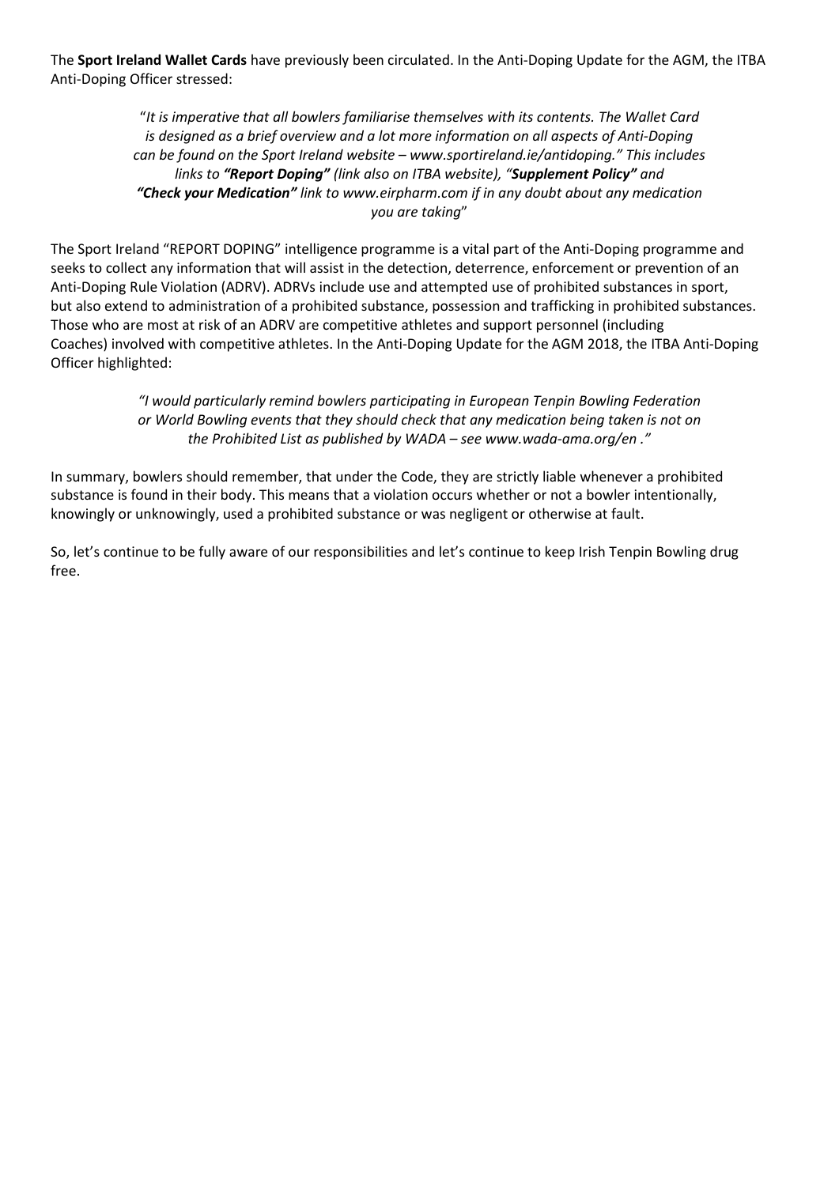The **Sport Ireland Wallet Cards** have previously been circulated. In the Anti-Doping Update for the AGM, the ITBA Anti-Doping Officer stressed:

> "*It is imperative that all bowlers familiarise themselves with its contents. The Wallet Card is designed as a brief overview and a lot more information on all aspects of Anti-Doping can be found on the Sport Ireland website – www.sportireland.ie/antidoping." This includes links to **"Report Doping"** (link also on ITBA website), "**Supplement Policy"** and **"Check your Medication"** link to www.eirpharm.com if in any doubt about any medication you are taking*"

The Sport Ireland "REPORT DOPING" intelligence programme is a vital part of the Anti-Doping programme and seeks to collect any information that will assist in the detection, deterrence, enforcement or prevention of an Anti-Doping Rule Violation (ADRV). ADRVs include use and attempted use of prohibited substances in sport, but also extend to administration of a prohibited substance, possession and trafficking in prohibited substances. Those who are most at risk of an ADRV are competitive athletes and support personnel (including Coaches) involved with competitive athletes. In the Anti-Doping Update for the AGM 2018, the ITBA Anti-Doping Officer highlighted:

> *"I would particularly remind bowlers participating in European Tenpin Bowling Federation or World Bowling events that they should check that any medication being taken is not on the Prohibited List as published by WADA – see www.wada-ama.org/en ."*

In summary, bowlers should remember, that under the Code, they are strictly liable whenever a prohibited substance is found in their body. This means that a violation occurs whether or not a bowler intentionally, knowingly or unknowingly, used a prohibited substance or was negligent or otherwise at fault.

So, let's continue to be fully aware of our responsibilities and let's continue to keep Irish Tenpin Bowling drug free.